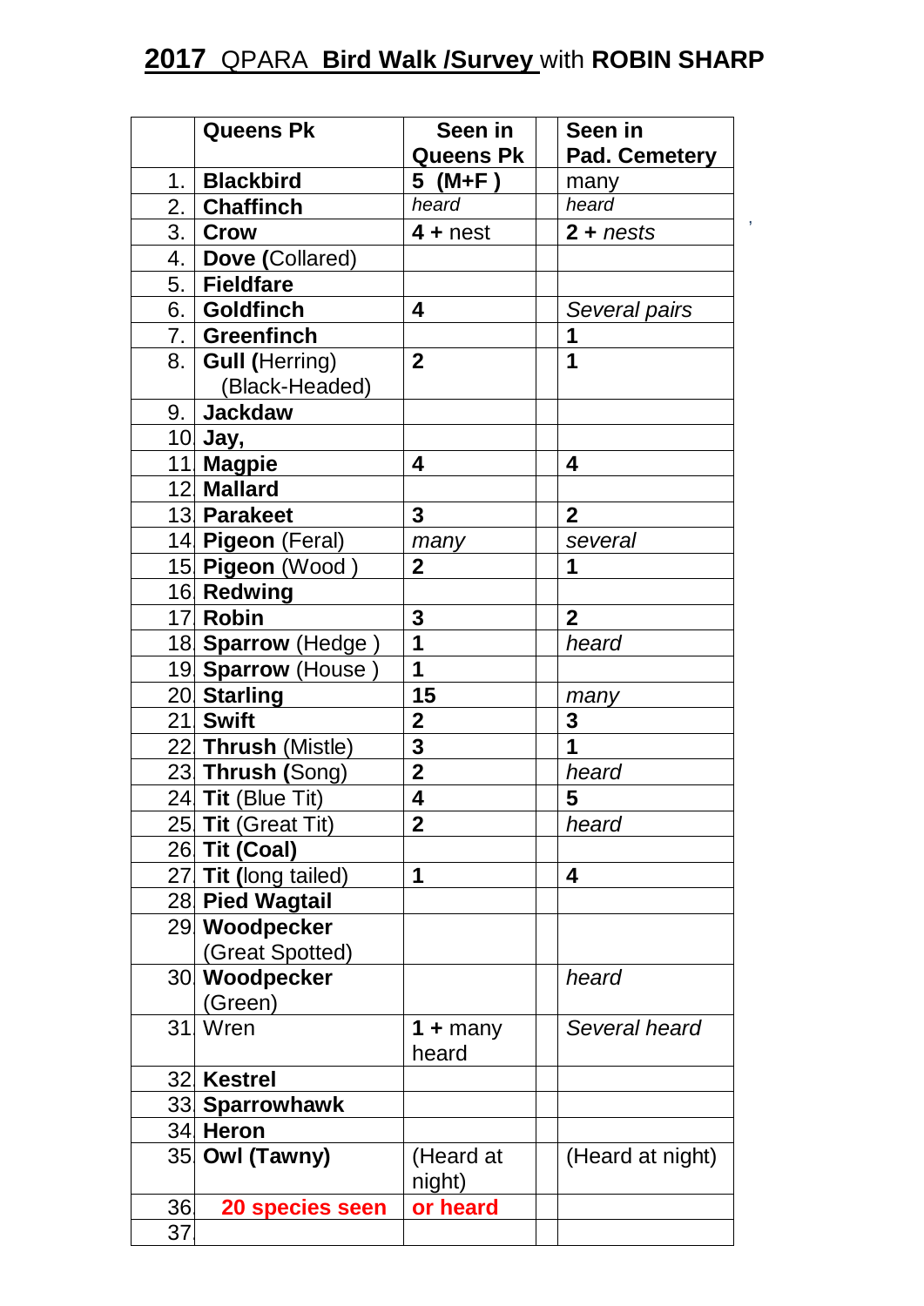# **2017** QPARA **Bird Walk /Survey** with **ROBIN SHARP**

| | Queens Pk | Seen in Queens Pk | | Seen in Pad. Cemetery |
|---|---|---|---|---|
| 1. | **Blackbird** | **5 (M+F )** | | many |
| 2. | **Chaffinch** | *heard* | | *heard* |
| 3. | **Crow** | **4 +** nest | | **2 +** *nests* |
| 4. | **Dove** (Collared) | | | |
| 5. | **Fieldfare** | | | |
| 6. | **Goldfinch** | **4** | | *Several pairs* |
| 7. | **Greenfinch** | | | **1** |
| 8. | **Gull (**Herring) (Black-Headed) | **2** | | **1** |
| 9. | **Jackdaw** | | | |
| 10 | **Jay,** | | | |
| 11 | **Magpie** | **4** | | **4** |
| 12 | **Mallard** | | | |
| 13 | **Parakeet** | **3** | | **2** |
| 14 | **Pigeon** (Feral) | *many* | | *several* |
| 15 | **Pigeon** (Wood ) | **2** | | **1** |
| 16 | **Redwing** | | | |
| 17 | **Robin** | **3** | | **2** |
| 18 | **Sparrow** (Hedge ) | **1** | | *heard* |
| 19 | **Sparrow** (House ) | **1** | | |
| 20 | **Starling** | **15** | | *many* |
| 21 | **Swift** | **2** | | **3** |
| 22 | **Thrush** (Mistle) | **3** | | **1** |
| 23 | **Thrush (**Song) | **2** | | *heard* |
| 24 | **Tit** (Blue Tit) | **4** | | **5** |
| 25 | **Tit** (Great Tit) | **2** | | *heard* |
| 26 | **Tit (Coal)** | | | |
| 27 | **Tit (**long tailed) | **1** | | **4** |
| 28 | **Pied Wagtail** | | | |
| 29 | **Woodpecker** (Great Spotted) | | | |
| 30 | **Woodpecker** (Green) | | | *heard* |
| 31 | Wren | **1 +** many heard | | *Several heard* |
| 32 | **Kestrel** | | | |
| 33 | **Sparrowhawk** | | | |
| 34 | **Heron** | | | |
| 35 | **Owl (Tawny)** | (Heard at night) | | (Heard at night) |
| 36 | **20 species seen** | **or heard** | | |
| 37 | | | | |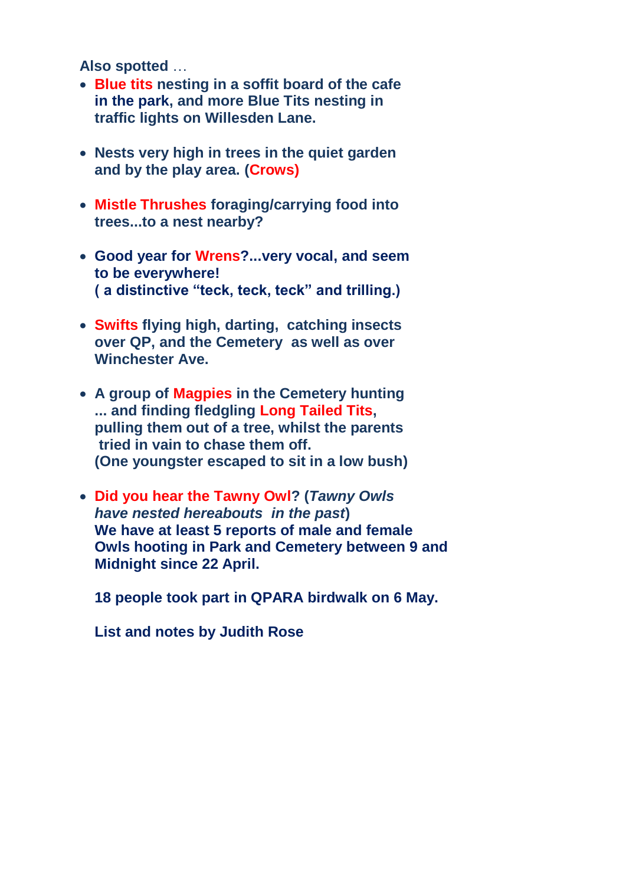**Also spotted** …

- **Blue tits nesting in a soffit board of the cafe in the park, and more Blue Tits nesting in traffic lights on Willesden Lane.**

- **Nests very high in trees in the quiet garden and by the play area. (Crows)**

- **Mistle Thrushes foraging/carrying food into trees...to a nest nearby?**

- **Good year for Wrens?...very vocal, and seem to be everywhere!**
  **( a distinctive "teck, teck, teck" and trilling.)**

- **Swifts flying high, darting, catching insects over QP, and the Cemetery as well as over Winchester Ave.**

- **A group of Magpies in the Cemetery hunting ... and finding fledgling Long Tailed Tits, pulling them out of a tree, whilst the parents tried in vain to chase them off.**
  **(One youngster escaped to sit in a low bush)**

- **Did you hear the Tawny Owl? (*Tawny Owls have nested hereabouts in the past*)**
  **We have at least 5 reports of male and female Owls hooting in Park and Cemetery between 9 and Midnight since 22 April.**

  **18 people took part in QPARA birdwalk on 6 May.**

  **List and notes by Judith Rose**